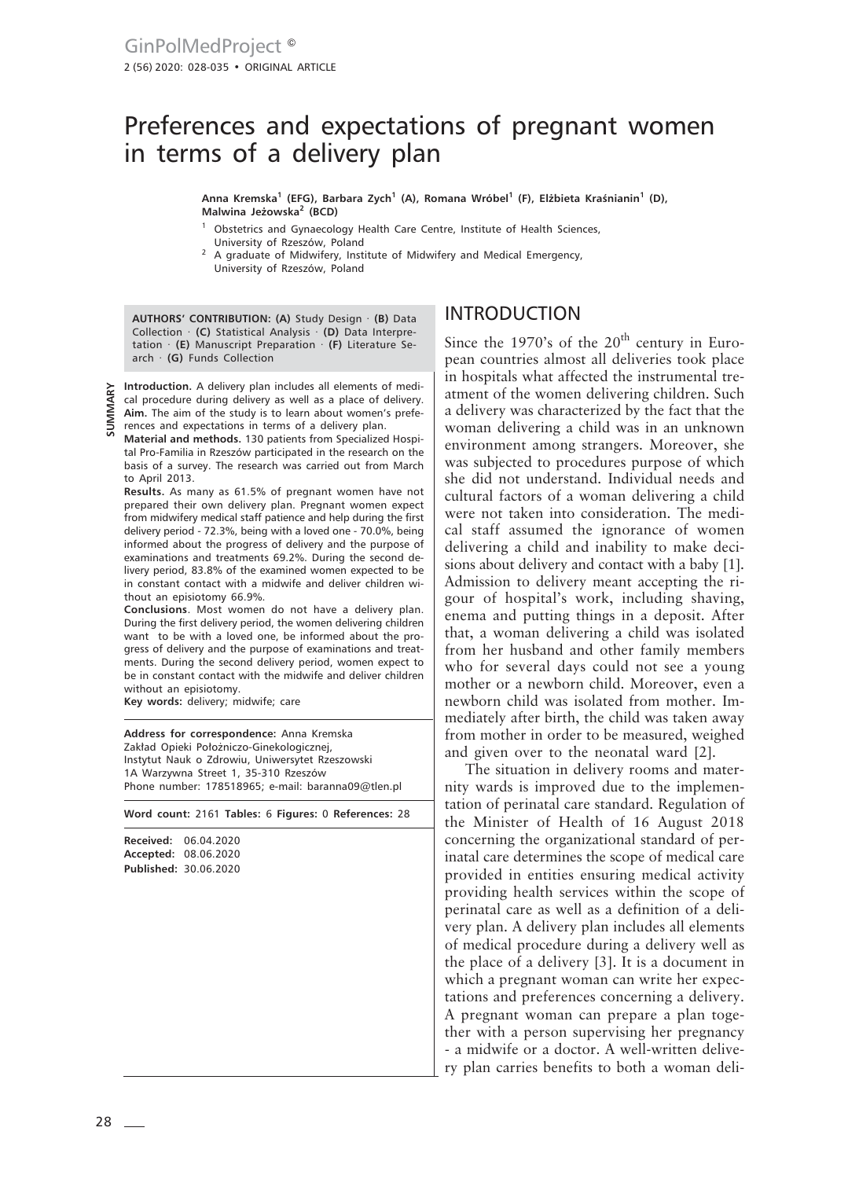# Preferences and expectations of pregnant women in terms of a delivery plan

**Anna Kremska[1] (EFG), Barbara Zych[1] (A), Romana Wróbel[1] (F), Elżbieta Kraśnianin[1] (D), Malwina Jeżowska[2] (BCD)**

[1] Obstetrics and Gynaecology Health Care Centre, Institute of Health Sciences, University of Rzeszów, Poland

[2] A graduate of Midwifery, Institute of Midwifery and Medical Emergency, University of Rzeszów, Poland

**AUTHORS' CONTRIBUTION: (A)** Study Design · **(B)** Data Collection · **(C)** Statistical Analysis · **(D)** Data Interpretation · **(E)** Manuscript Preparation · **(F)** Literature Search · **(G)** Funds Collection

## SUMMARY

**Introduction.** A delivery plan includes all elements of medical procedure during delivery as well as a place of delivery.

**Aim.** The aim of the study is to learn about women's preferences and expectations in terms of a delivery plan.

**Material and methods.** 130 patients from Specialized Hospital Pro-Familia in Rzeszów participated in the research on the basis of a survey. The research was carried out from March to April 2013.

**Results.** As many as 61.5% of pregnant women have not prepared their own delivery plan. Pregnant women expect from midwifery medical staff patience and help during the first delivery period - 72.3%, being with a loved one - 70.0%, being informed about the progress of delivery and the purpose of examinations and treatments 69.2%. During the second delivery period, 83.8% of the examined women expected to be in constant contact with a midwife and deliver children without an episiotomy 66.9%.

**Conclusions**. Most women do not have a delivery plan. During the first delivery period, the women delivering children want to be with a loved one, be informed about the progress of delivery and the purpose of examinations and treatments. During the second delivery period, women expect to be in constant contact with the midwife and deliver children without an episiotomy.

**Key words:** delivery; midwife; care

**Address for correspondence:** Anna Kremska
Zakład Opieki Położniczo-Ginekologicznej,
Instytut Nauk o Zdrowiu, Uniwersytet Rzeszowski
1A Warzywna Street 1, 35-310 Rzeszów
Phone number: 178518965; e-mail: baranna09@tlen.pl

**Word count:** 2161 **Tables:** 6 **Figures:** 0 **References:** 28

**Received:** 06.04.2020
**Accepted:** 08.06.2020
**Published:** 30.06.2020

## INTRODUCTION

Since the 1970's of the 20th century in European countries almost all deliveries took place in hospitals what affected the instrumental treatment of the women delivering children. Such a delivery was characterized by the fact that the woman delivering a child was in an unknown environment among strangers. Moreover, she was subjected to procedures purpose of which she did not understand. Individual needs and cultural factors of a woman delivering a child were not taken into consideration. The medical staff assumed the ignorance of women delivering a child and inability to make decisions about delivery and contact with a baby [1]. Admission to delivery meant accepting the rigour of hospital's work, including shaving, enema and putting things in a deposit. After that, a woman delivering a child was isolated from her husband and other family members who for several days could not see a young mother or a newborn child. Moreover, even a newborn child was isolated from mother. Immediately after birth, the child was taken away from mother in order to be measured, weighed and given over to the neonatal ward [2].

The situation in delivery rooms and maternity wards is improved due to the implementation of perinatal care standard. Regulation of the Minister of Health of 16 August 2018 concerning the organizational standard of perinatal care determines the scope of medical care provided in entities ensuring medical activity providing health services within the scope of perinatal care as well as a definition of a delivery plan. A delivery plan includes all elements of medical procedure during a delivery well as the place of a delivery [3]. It is a document in which a pregnant woman can write her expectations and preferences concerning a delivery. A pregnant woman can prepare a plan together with a person supervising her pregnancy - a midwife or a doctor. A well-written delivery plan carries benefits to both a woman deli-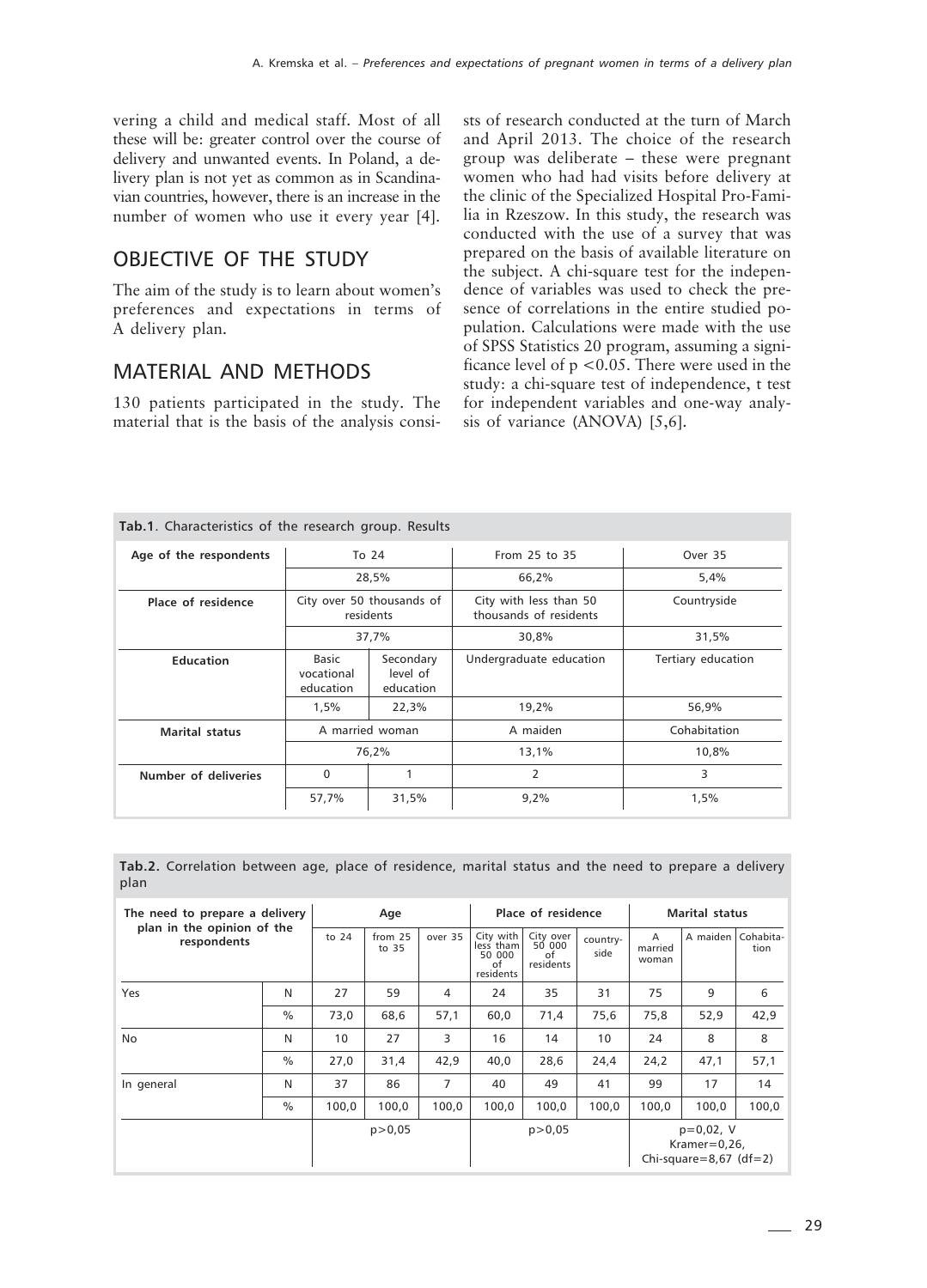vering a child and medical staff. Most of all these will be: greater control over the course of delivery and unwanted events. In Poland, a delivery plan is not yet as common as in Scandinavian countries, however, there is an increase in the number of women who use it every year [4].

## OBJECTIVE OF THE STUDY

The aim of the study is to learn about women's preferences and expectations in terms of A delivery plan.

## MATERIAL AND METHODS

130 patients participated in the study. The material that is the basis of the analysis consists of research conducted at the turn of March and April 2013. The choice of the research group was deliberate – these were pregnant women who had had visits before delivery at the clinic of the Specialized Hospital Pro-Familia in Rzeszow. In this study, the research was conducted with the use of a survey that was prepared on the basis of available literature on the subject. A chi-square test for the independence of variables was used to check the presence of correlations in the entire studied population. Calculations were made with the use of SPSS Statistics 20 program, assuming a significance level of $p < 0.05$. There were used in the study: a chi-square test of independence, t test for independent variables and one-way analysis of variance (ANOVA) [5,6].

**Tab.1**. Characteristics of the research group. Results

| Age of the respondents | To 24 | | From 25 to 35 | Over 35 |
|---|---|---|---|---|
| | 28,5% | | 66,2% | 5,4% |
| **Place of residence** | City over 50 thousands of residents | | City with less than 50 thousands of residents | Countryside |
| | 37,7% | | 30,8% | 31,5% |
| **Education** | Basic vocational education | Secondary level of education | Undergraduate education | Tertiary education |
| | 1,5% | 22,3% | 19,2% | 56,9% |
| **Marital status** | A married woman | | A maiden | Cohabitation |
| | 76,2% | | 13,1% | 10,8% |
| **Number of deliveries** | 0 | 1 | 2 | 3 |
| | 57,7% | 31,5% | 9,2% | 1,5% |

**Tab.2.** Correlation between age, place of residence, marital status and the need to prepare a delivery plan

| The need to prepare a delivery plan in the opinion of the respondents | | Age | | | Place of residence | | | Marital status | | |
|---|---|---|---|---|---|---|---|---|---|---|
| | | to 24 | from 25 to 35 | over 35 | City with less tham 50 000 of residents | City over 50 000 of residents | country-side | A married woman | A maiden | Cohabita-tion |
| Yes | N | 27 | 59 | 4 | 24 | 35 | 31 | 75 | 9 | 6 |
| | % | 73,0 | 68,6 | 57,1 | 60,0 | 71,4 | 75,6 | 75,8 | 52,9 | 42,9 |
| No | N | 10 | 27 | 3 | 16 | 14 | 10 | 24 | 8 | 8 |
| | % | 27,0 | 31,4 | 42,9 | 40,0 | 28,6 | 24,4 | 24,2 | 47,1 | 57,1 |
| In general | N | 37 | 86 | 7 | 40 | 49 | 41 | 99 | 17 | 14 |
| | % | 100,0 | 100,0 | 100,0 | 100,0 | 100,0 | 100,0 | 100,0 | 100,0 | 100,0 |
| | | p>0,05 | | | p>0,05 | | | p=0,02, V Kramer=0,26, Chi-square=8,67 (df=2) | | |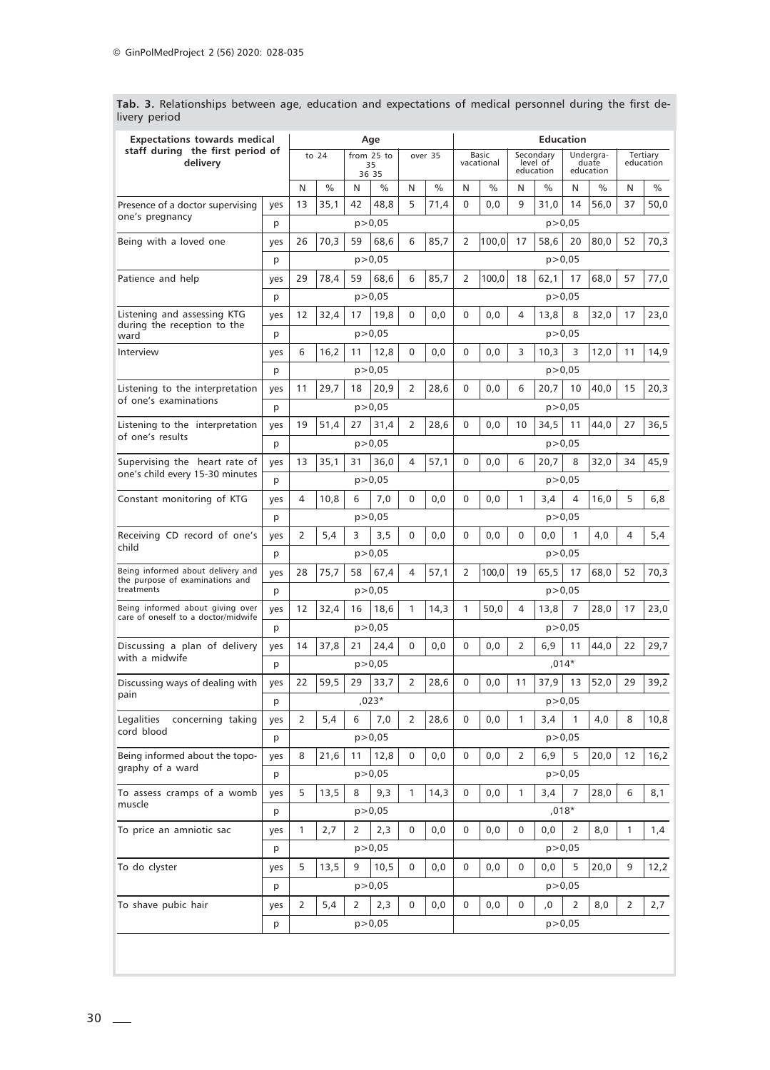**Tab. 3.** Relationships between age, education and expectations of medical personnel during the first delivery period

| Expectations towards medical staff during the first period of delivery | | Age | | | | | | Education | | | | | | | |
|---|---|---|---|---|---|---|---|---|---|---|---|---|---|---|---|
| | | to 24 | | from 25 to 35 36 35 | | over 35 | | Basic vacational | | Secondary level of education | | Undergraduate education | | Tertiary education | |
| | | N | % | N | % | N | % | N | % | N | % | N | % | N | % |
| Presence of a doctor supervising one's pregnancy | yes | 13 | 35,1 | 42 | 48,8 | 5 | 71,4 | 0 | 0,0 | 9 | 31,0 | 14 | 56,0 | 37 | 50,0 |
| | p | p>0,05 | | | | | | p>0,05 | | | | | | | |
| Being with a loved one | yes | 26 | 70,3 | 59 | 68,6 | 6 | 85,7 | 2 | 100,0 | 17 | 58,6 | 20 | 80,0 | 52 | 70,3 |
| | p | p>0,05 | | | | | | p>0,05 | | | | | | | |
| Patience and help | yes | 29 | 78,4 | 59 | 68,6 | 6 | 85,7 | 2 | 100,0 | 18 | 62,1 | 17 | 68,0 | 57 | 77,0 |
| | p | p>0,05 | | | | | | p>0,05 | | | | | | | |
| Listening and assessing KTG during the reception to the ward | yes | 12 | 32,4 | 17 | 19,8 | 0 | 0,0 | 0 | 0,0 | 4 | 13,8 | 8 | 32,0 | 17 | 23,0 |
| | p | p>0,05 | | | | | | p>0,05 | | | | | | | |
| Interview | yes | 6 | 16,2 | 11 | 12,8 | 0 | 0,0 | 0 | 0,0 | 3 | 10,3 | 3 | 12,0 | 11 | 14,9 |
| | p | p>0,05 | | | | | | p>0,05 | | | | | | | |
| Listening to the interpretation of one's examinations | yes | 11 | 29,7 | 18 | 20,9 | 2 | 28,6 | 0 | 0,0 | 6 | 20,7 | 10 | 40,0 | 15 | 20,3 |
| | p | p>0,05 | | | | | | p>0,05 | | | | | | | |
| Listening to the interpretation of one's results | yes | 19 | 51,4 | 27 | 31,4 | 2 | 28,6 | 0 | 0,0 | 10 | 34,5 | 11 | 44,0 | 27 | 36,5 |
| | p | p>0,05 | | | | | | p>0,05 | | | | | | | |
| Supervising the heart rate of one's child every 15-30 minutes | yes | 13 | 35,1 | 31 | 36,0 | 4 | 57,1 | 0 | 0,0 | 6 | 20,7 | 8 | 32,0 | 34 | 45,9 |
| | p | p>0,05 | | | | | | p>0,05 | | | | | | | |
| Constant monitoring of KTG | yes | 4 | 10,8 | 6 | 7,0 | 0 | 0,0 | 0 | 0,0 | 1 | 3,4 | 4 | 16,0 | 5 | 6,8 |
| | p | p>0,05 | | | | | | p>0,05 | | | | | | | |
| Receiving CD record of one's child | yes | 2 | 5,4 | 3 | 3,5 | 0 | 0,0 | 0 | 0,0 | 0 | 0,0 | 1 | 4,0 | 4 | 5,4 |
| | p | p>0,05 | | | | | | p>0,05 | | | | | | | |
| Being informed about delivery and the purpose of examinations and treatments | yes | 28 | 75,7 | 58 | 67,4 | 4 | 57,1 | 2 | 100,0 | 19 | 65,5 | 17 | 68,0 | 52 | 70,3 |
| | p | p>0,05 | | | | | | p>0,05 | | | | | | | |
| Being informed about giving over care of oneself to a doctor/midwife | yes | 12 | 32,4 | 16 | 18,6 | 1 | 14,3 | 1 | 50,0 | 4 | 13,8 | 7 | 28,0 | 17 | 23,0 |
| | p | p>0,05 | | | | | | p>0,05 | | | | | | | |
| Discussing a plan of delivery with a midwife | yes | 14 | 37,8 | 21 | 24,4 | 0 | 0,0 | 0 | 0,0 | 2 | 6,9 | 11 | 44,0 | 22 | 29,7 |
| | p | p>0,05 | | | | | | ,014* | | | | | | | |
| Discussing ways of dealing with pain | yes | 22 | 59,5 | 29 | 33,7 | 2 | 28,6 | 0 | 0,0 | 11 | 37,9 | 13 | 52,0 | 29 | 39,2 |
| | p | ,023* | | | | | | p>0,05 | | | | | | | |
| Legalities concerning taking cord blood | yes | 2 | 5,4 | 6 | 7,0 | 2 | 28,6 | 0 | 0,0 | 1 | 3,4 | 1 | 4,0 | 8 | 10,8 |
| | p | p>0,05 | | | | | | p>0,05 | | | | | | | |
| Being informed about the topography of a ward | yes | 8 | 21,6 | 11 | 12,8 | 0 | 0,0 | 0 | 0,0 | 2 | 6,9 | 5 | 20,0 | 12 | 16,2 |
| | p | p>0,05 | | | | | | p>0,05 | | | | | | | |
| To assess cramps of a womb muscle | yes | 5 | 13,5 | 8 | 9,3 | 1 | 14,3 | 0 | 0,0 | 1 | 3,4 | 7 | 28,0 | 6 | 8,1 |
| | p | p>0,05 | | | | | | ,018* | | | | | | | |
| To price an amniotic sac | yes | 1 | 2,7 | 2 | 2,3 | 0 | 0,0 | 0 | 0,0 | 0 | 0,0 | 2 | 8,0 | 1 | 1,4 |
| | p | p>0,05 | | | | | | p>0,05 | | | | | | | |
| To do clyster | yes | 5 | 13,5 | 9 | 10,5 | 0 | 0,0 | 0 | 0,0 | 0 | 0,0 | 5 | 20,0 | 9 | 12,2 |
| | p | p>0,05 | | | | | | p>0,05 | | | | | | | |
| To shave pubic hair | yes | 2 | 5,4 | 2 | 2,3 | 0 | 0,0 | 0 | 0,0 | 0 | ,0 | 2 | 8,0 | 2 | 2,7 |
| | p | p>0,05 | | | | | | p>0,05 | | | | | | | |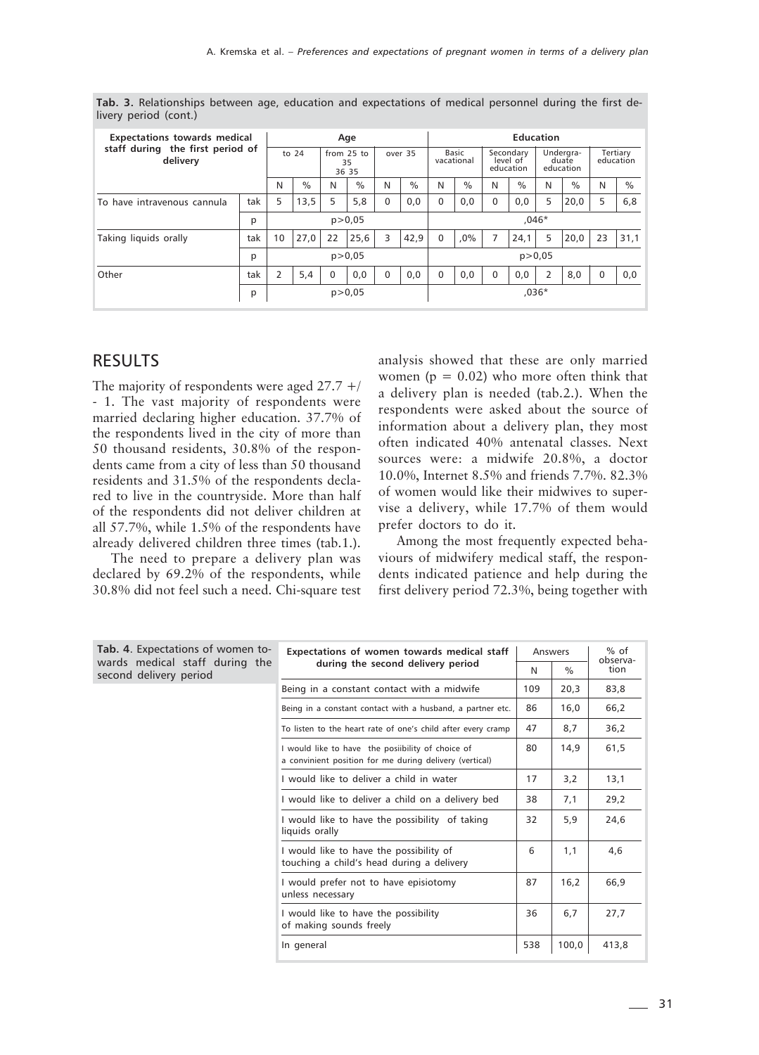**Tab. 3.** Relationships between age, education and expectations of medical personnel during the first delivery period (cont.)

| Expectations towards medical staff during the first period of delivery | | Age | | | | | | Education | | | | | | | |
|---|---|---|---|---|---|---|---|---|---|---|---|---|---|---|---|
| | | to 24 | | from 25 to 35 36 35 | | over 35 | | Basic vacational | | Secondary level of education | | Undergraduate education | | Tertiary education | |
| | | N | % | N | % | N | % | N | % | N | % | N | % | N | % |
| To have intravenous cannula | tak | 5 | 13,5 | 5 | 5,8 | 0 | 0,0 | 0 | 0,0 | 0 | 0,0 | 5 | 20,0 | 5 | 6,8 |
| | p | p>0,05 | | | | | | ,046* | | | | | | | |
| Taking liquids orally | tak | 10 | 27,0 | 22 | 25,6 | 3 | 42,9 | 0 | ,0% | 7 | 24,1 | 5 | 20,0 | 23 | 31,1 |
| | p | p>0,05 | | | | | | p>0,05 | | | | | | | |
| Other | tak | 2 | 5,4 | 0 | 0,0 | 0 | 0,0 | 0 | 0,0 | 0 | 0,0 | 2 | 8,0 | 0 | 0,0 |
| | p | p>0,05 | | | | | | ,036* | | | | | | | |

## RESULTS

The majority of respondents were aged 27.7 +/- 1. The vast majority of respondents were married declaring higher education. 37.7% of the respondents lived in the city of more than 50 thousand residents, 30.8% of the respondents came from a city of less than 50 thousand residents and 31.5% of the respondents declared to live in the countryside. More than half of the respondents did not deliver children at all 57.7%, while 1.5% of the respondents have already delivered children three times (tab.1.).

The need to prepare a delivery plan was declared by 69.2% of the respondents, while 30.8% did not feel such a need. Chi-square test analysis showed that these are only married women ($p = 0.02$) who more often think that a delivery plan is needed (tab.2.). When the respondents were asked about the source of information about a delivery plan, they most often indicated 40% antenatal classes. Next sources were: a midwife 20.8%, a doctor 10.0%, Internet 8.5% and friends 7.7%. 82.3% of women would like their midwives to supervise a delivery, while 17.7% of them would prefer doctors to do it.

Among the most frequently expected behaviours of midwifery medical staff, the respondents indicated patience and help during the first delivery period 72.3%, being together with

**Tab. 4**. Expectations of women towards medical staff during the second delivery period

| Expectations of women towards medical staff during the second delivery period | Answers | | % of observation |
|---|---|---|---|
| | N | % | |
| Being in a constant contact with a midwife | 109 | 20,3 | 83,8 |
| Being in a constant contact with a husband, a partner etc. | 86 | 16,0 | 66,2 |
| To listen to the heart rate of one's child after every cramp | 47 | 8,7 | 36,2 |
| I would like to have the posiibility of choice of a convinient position for me during delivery (vertical) | 80 | 14,9 | 61,5 |
| I would like to deliver a child in water | 17 | 3,2 | 13,1 |
| I would like to deliver a child on a delivery bed | 38 | 7,1 | 29,2 |
| I would like to have the possibility of taking liquids orally | 32 | 5,9 | 24,6 |
| I would like to have the possibility of touching a child's head during a delivery | 6 | 1,1 | 4,6 |
| I would prefer not to have episiotomy unless necessary | 87 | 16,2 | 66,9 |
| I would like to have the possibility of making sounds freely | 36 | 6,7 | 27,7 |
| In general | 538 | 100,0 | 413,8 |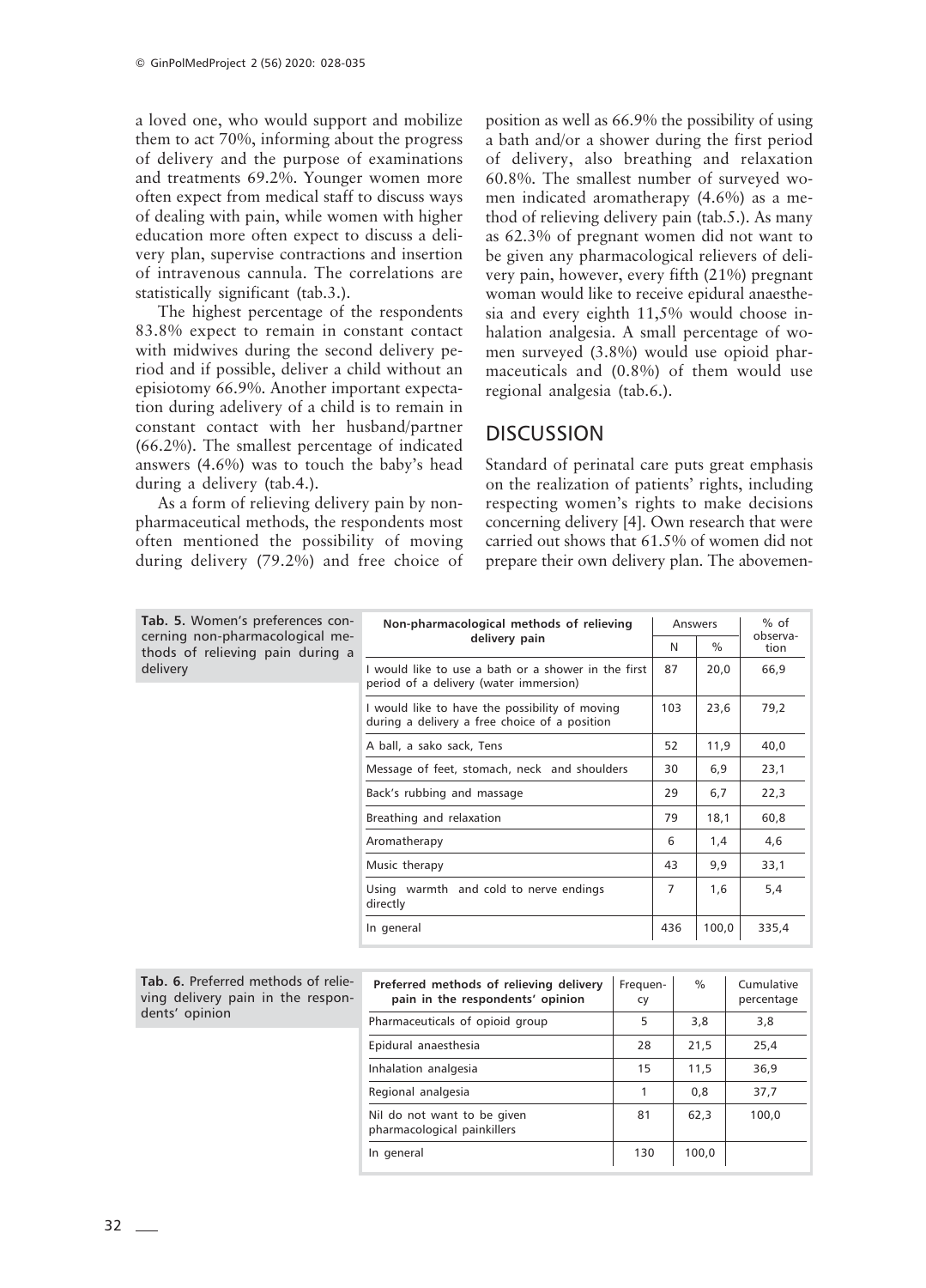a loved one, who would support and mobilize them to act 70%, informing about the progress of delivery and the purpose of examinations and treatments 69.2%. Younger women more often expect from medical staff to discuss ways of dealing with pain, while women with higher education more often expect to discuss a delivery plan, supervise contractions and insertion of intravenous cannula. The correlations are statistically significant (tab.3.).

The highest percentage of the respondents 83.8% expect to remain in constant contact with midwives during the second delivery period and if possible, deliver a child without an episiotomy 66.9%. Another important expectation during adelivery of a child is to remain in constant contact with her husband/partner (66.2%). The smallest percentage of indicated answers (4.6%) was to touch the baby's head during a delivery (tab.4.).

As a form of relieving delivery pain by non-pharmaceutical methods, the respondents most often mentioned the possibility of moving during delivery (79.2%) and free choice of position as well as 66.9% the possibility of using a bath and/or a shower during the first period of delivery, also breathing and relaxation 60.8%. The smallest number of surveyed women indicated aromatherapy (4.6%) as a method of relieving delivery pain (tab.5.). As many as 62.3% of pregnant women did not want to be given any pharmacological relievers of delivery pain, however, every fifth (21%) pregnant woman would like to receive epidural anaesthesia and every eighth 11,5% would choose inhalation analgesia. A small percentage of women surveyed (3.8%) would use opioid pharmaceuticals and (0.8%) of them would use regional analgesia (tab.6.).

## DISCUSSION

Standard of perinatal care puts great emphasis on the realization of patients' rights, including respecting women's rights to make decisions concerning delivery [4]. Own research that were carried out shows that 61.5% of women did not prepare their own delivery plan. The abovemen-

**Tab. 5.** Women's preferences concerning non-pharmacological methods of relieving pain during a delivery

| Non-pharmacological methods of relieving delivery pain | Answers | | % of observation |
|---|---|---|---|
| | N | % | |
| I would like to use a bath or a shower in the first period of a delivery (water immersion) | 87 | 20,0 | 66,9 |
| I would like to have the possibility of moving during a delivery a free choice of a position | 103 | 23,6 | 79,2 |
| A ball, a sako sack, Tens | 52 | 11,9 | 40,0 |
| Message of feet, stomach, neck and shoulders | 30 | 6,9 | 23,1 |
| Back's rubbing and massage | 29 | 6,7 | 22,3 |
| Breathing and relaxation | 79 | 18,1 | 60,8 |
| Aromatherapy | 6 | 1,4 | 4,6 |
| Music therapy | 43 | 9,9 | 33,1 |
| Using warmth and cold to nerve endings directly | 7 | 1,6 | 5,4 |
| In general | 436 | 100,0 | 335,4 |

**Tab. 6.** Preferred methods of relieving delivery pain in the respondents' opinion

| Preferred methods of relieving delivery pain in the respondents' opinion | Frequency | % | Cumulative percentage |
|---|---|---|---|
| Pharmaceuticals of opioid group | 5 | 3,8 | 3,8 |
| Epidural anaesthesia | 28 | 21,5 | 25,4 |
| Inhalation analgesia | 15 | 11,5 | 36,9 |
| Regional analgesia | 1 | 0,8 | 37,7 |
| Nil do not want to be given pharmacological painkillers | 81 | 62,3 | 100,0 |
| In general | 130 | 100,0 | |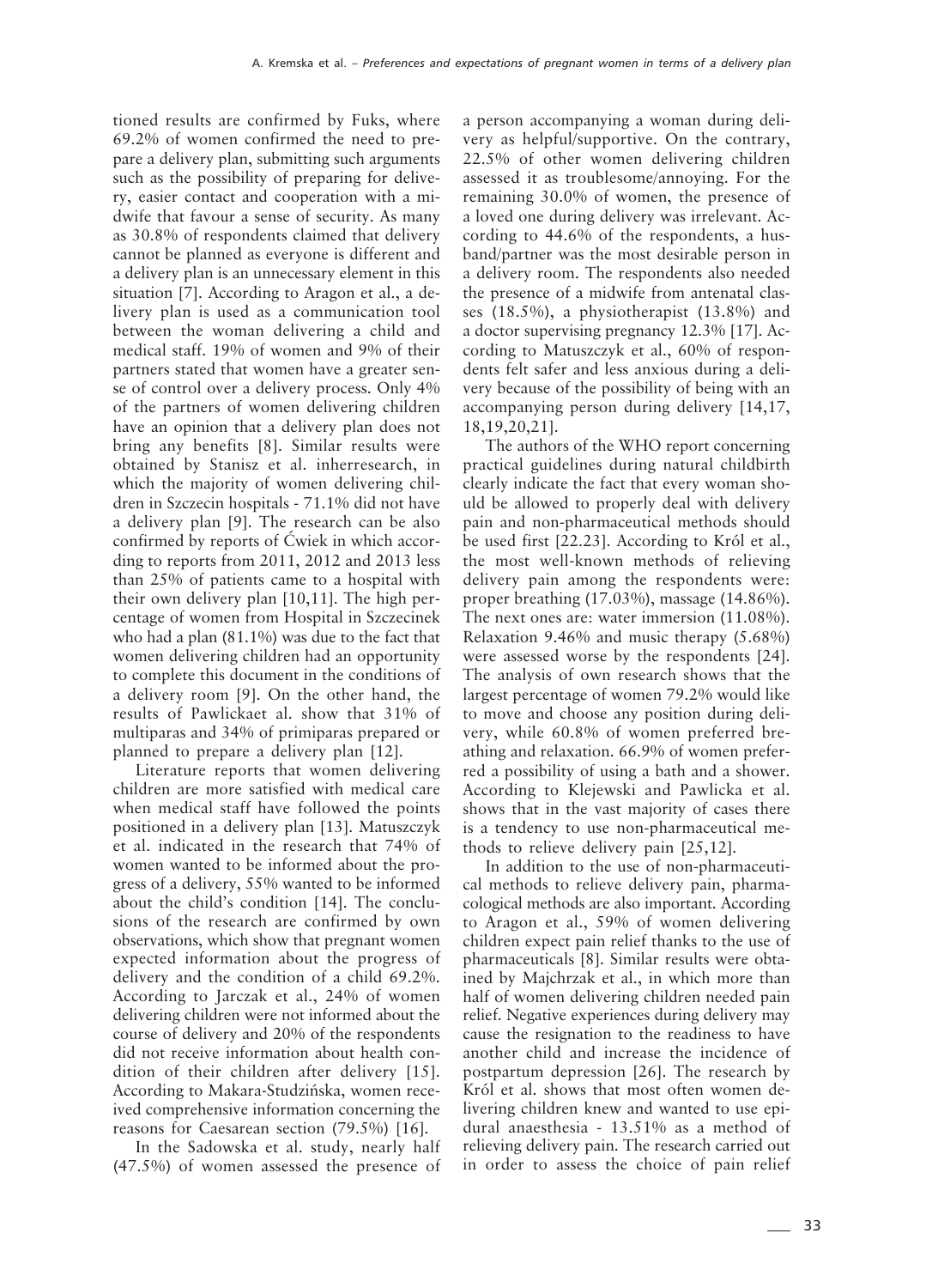tioned results are confirmed by Fuks, where 69.2% of women confirmed the need to prepare a delivery plan, submitting such arguments such as the possibility of preparing for delivery, easier contact and cooperation with a midwife that favour a sense of security. As many as 30.8% of respondents claimed that delivery cannot be planned as everyone is different and a delivery plan is an unnecessary element in this situation [7]. According to Aragon et al., a delivery plan is used as a communication tool between the woman delivering a child and medical staff. 19% of women and 9% of their partners stated that women have a greater sense of control over a delivery process. Only 4% of the partners of women delivering children have an opinion that a delivery plan does not bring any benefits [8]. Similar results were obtained by Stanisz et al. inherresearch, in which the majority of women delivering children in Szczecin hospitals - 71.1% did not have a delivery plan [9]. The research can be also confirmed by reports of Ćwiek in which according to reports from 2011, 2012 and 2013 less than 25% of patients came to a hospital with their own delivery plan [10,11]. The high percentage of women from Hospital in Szczecinek who had a plan (81.1%) was due to the fact that women delivering children had an opportunity to complete this document in the conditions of a delivery room [9]. On the other hand, the results of Pawlickaet al. show that 31% of multiparas and 34% of primiparas prepared or planned to prepare a delivery plan [12].

Literature reports that women delivering children are more satisfied with medical care when medical staff have followed the points positioned in a delivery plan [13]. Matuszczyk et al. indicated in the research that 74% of women wanted to be informed about the progress of a delivery, 55% wanted to be informed about the child's condition [14]. The conclusions of the research are confirmed by own observations, which show that pregnant women expected information about the progress of delivery and the condition of a child 69.2%. According to Jarczak et al., 24% of women delivering children were not informed about the course of delivery and 20% of the respondents did not receive information about health condition of their children after delivery [15]. According to Makara-Studzińska, women received comprehensive information concerning the reasons for Caesarean section (79.5%) [16].

In the Sadowska et al. study, nearly half (47.5%) of women assessed the presence of a person accompanying a woman during delivery as helpful/supportive. On the contrary, 22.5% of other women delivering children assessed it as troublesome/annoying. For the remaining 30.0% of women, the presence of a loved one during delivery was irrelevant. According to 44.6% of the respondents, a husband/partner was the most desirable person in a delivery room. The respondents also needed the presence of a midwife from antenatal classes (18.5%), a physiotherapist (13.8%) and a doctor supervising pregnancy 12.3% [17]. According to Matuszczyk et al., 60% of respondents felt safer and less anxious during a delivery because of the possibility of being with an accompanying person during delivery [14,17, 18,19,20,21].

The authors of the WHO report concerning practical guidelines during natural childbirth clearly indicate the fact that every woman should be allowed to properly deal with delivery pain and non-pharmaceutical methods should be used first [22.23]. According to Król et al., the most well-known methods of relieving delivery pain among the respondents were: proper breathing (17.03%), massage (14.86%). The next ones are: water immersion (11.08%). Relaxation 9.46% and music therapy (5.68%) were assessed worse by the respondents [24]. The analysis of own research shows that the largest percentage of women 79.2% would like to move and choose any position during delivery, while 60.8% of women preferred breathing and relaxation. 66.9% of women preferred a possibility of using a bath and a shower. According to Klejewski and Pawlicka et al. shows that in the vast majority of cases there is a tendency to use non-pharmaceutical methods to relieve delivery pain [25,12].

In addition to the use of non-pharmaceutical methods to relieve delivery pain, pharmacological methods are also important. According to Aragon et al., 59% of women delivering children expect pain relief thanks to the use of pharmaceuticals [8]. Similar results were obtained by Majchrzak et al., in which more than half of women delivering children needed pain relief. Negative experiences during delivery may cause the resignation to the readiness to have another child and increase the incidence of postpartum depression [26]. The research by Król et al. shows that most often women delivering children knew and wanted to use epidural anaesthesia - 13.51% as a method of relieving delivery pain. The research carried out in order to assess the choice of pain relief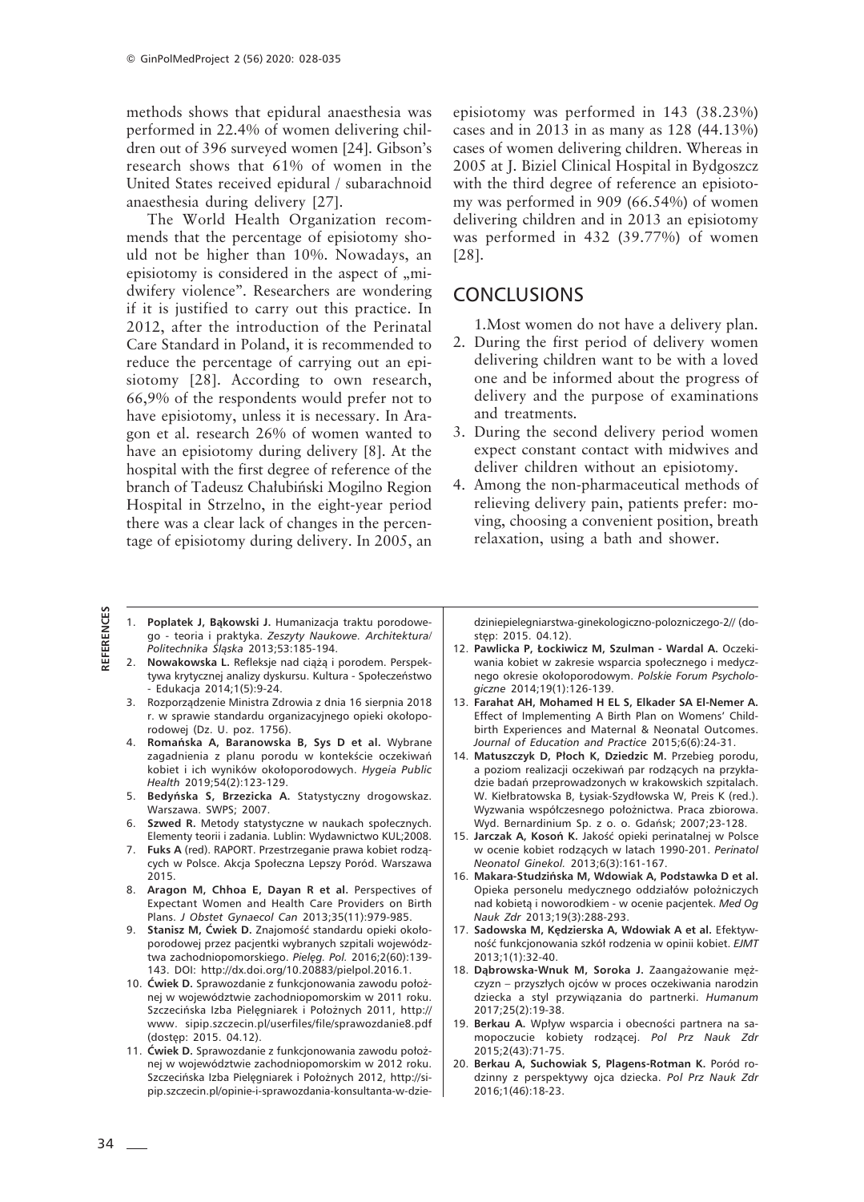methods shows that epidural anaesthesia was performed in 22.4% of women delivering children out of 396 surveyed women [24]. Gibson's research shows that 61% of women in the United States received epidural / subarachnoid anaesthesia during delivery [27].

The World Health Organization recommends that the percentage of episiotomy should not be higher than 10%. Nowadays, an episiotomy is considered in the aspect of „midwifery violence". Researchers are wondering if it is justified to carry out this practice. In 2012, after the introduction of the Perinatal Care Standard in Poland, it is recommended to reduce the percentage of carrying out an episiotomy [28]. According to own research, 66,9% of the respondents would prefer not to have episiotomy, unless it is necessary. In Aragon et al. research 26% of women wanted to have an episiotomy during delivery [8]. At the hospital with the first degree of reference of the branch of Tadeusz Chałubiński Mogilno Region Hospital in Strzelno, in the eight-year period there was a clear lack of changes in the percentage of episiotomy during delivery. In 2005, an episiotomy was performed in 143 (38.23%) cases and in 2013 in as many as 128 (44.13%) cases of women delivering children. Whereas in 2005 at J. Biziel Clinical Hospital in Bydgoszcz with the third degree of reference an episiotomy was performed in 909 (66.54%) of women delivering children and in 2013 an episiotomy was performed in 432 (39.77%) of women [28].

## CONCLUSIONS

1. Most women do not have a delivery plan.
2. During the first period of delivery women delivering children want to be with a loved one and be informed about the progress of delivery and the purpose of examinations and treatments.
3. During the second delivery period women expect constant contact with midwives and deliver children without an episiotomy.
4. Among the non-pharmaceutical methods of relieving delivery pain, patients prefer: moving, choosing a convenient position, breath relaxation, using a bath and shower.

## REFERENCES

1. **Poplatek J, Bąkowski J.** Humanizacja traktu porodowego - teoria i praktyka. *Zeszyty Naukowe. Architektura/ Politechnika Śląska* 2013;53:185-194.
2. **Nowakowska L.** Refleksje nad ciążą i porodem. Perspektywa krytycznej analizy dyskursu. Kultura - Społeczeństwo - Edukacja 2014;1(5):9-24.
3. Rozporządzenie Ministra Zdrowia z dnia 16 sierpnia 2018 r. w sprawie standardu organizacyjnego opieki okołoporodowej (Dz. U. poz. 1756).
4. **Romańska A, Baranowska B, Sys D et al.** Wybrane zagadnienia z planu porodu w kontekście oczekiwań kobiet i ich wyników okołoporodowych. *Hygeia Public Health* 2019;54(2):123-129.
5. **Bedyńska S, Brzezicka A.** Statystyczny drogowskaz. Warszawa. SWPS; 2007.
6. **Szwed R.** Metody statystyczne w naukach społecznych. Elementy teorii i zadania. Lublin: Wydawnictwo KUL;2008.
7. **Fuks A** (red). RAPORT. Przestrzeganie prawa kobiet rodzących w Polsce. Akcja Społeczna Lepszy Poród. Warszawa 2015.
8. **Aragon M, Chhoa E, Dayan R et al.** Perspectives of Expectant Women and Health Care Providers on Birth Plans. *J Obstet Gynaecol Can* 2013;35(11):979-985.
9. **Stanisz M, Ćwiek D.** Znajomość standardu opieki okołoporodowej przez pacjentki wybranych szpitali województwa zachodniopomorskiego. *Pielęg. Pol.* 2016;2(60):139-143. DOI: http://dx.doi.org/10.20883/pielpol.2016.1.
10. **Ćwiek D.** Sprawozdanie z funkcjonowania zawodu położnej w województwie zachodniopomorskim w 2011 roku. Szczecińska Izba Pielęgniarek i Położnych 2011, http:// www. sipip.szczecin.pl/userfiles/file/sprawozdanie8.pdf (dostęp: 2015. 04.12).
11. **Ćwiek D.** Sprawozdanie z funkcjonowania zawodu położnej w województwie zachodniopomorskim w 2012 roku. Szczecińska Izba Pielęgniarek i Położnych 2012, http://sipip.szczecin.pl/opinie-i-sprawozdania-konsultanta-w-dziedziniepielegniarstwa-ginekologiczno-polozniczego-2// (dostęp: 2015. 04.12).
12. **Pawlicka P, Łockiwicz M, Szulman - Wardal A.** Oczekiwania kobiet w zakresie wsparcia społecznego i medycznego okresie okołoporodowym. *Polskie Forum Psychologiczne* 2014;19(1):126-139.
13. **Farahat AH, Mohamed H EL S, Elkader SA El-Nemer A.** Effect of Implementing A Birth Plan on Womens' Childbirth Experiences and Maternal & Neonatal Outcomes. *Journal of Education and Practice* 2015;6(6):24-31.
14. **Matuszczyk D, Płoch K, Dziedzic M.** Przebieg porodu, a poziom realizacji oczekiwań par rodzących na przykładzie badań przeprowadzonych w krakowskich szpitalach. W. Kiełbratowska B, Łysiak-Szydłowska W, Preis K (red.). Wyzwania współczesnego położnictwa. Praca zbiorowa. Wyd. Bernardinium Sp. z o. o. Gdańsk; 2007;23-128.
15. **Jarczak A, Kosoń K.** Jakość opieki perinatalnej w Polsce w ocenie kobiet rodzących w latach 1990-201. *Perinatol Neonatol Ginekol.* 2013;6(3):161-167.
16. **Makara-Studzińska M, Wdowiak A, Podstawka D et al.** Opieka personelu medycznego oddziałów położniczych nad kobietą i noworodkiem - w ocenie pacjentek. *Med Og Nauk Zdr* 2013;19(3):288-293.
17. **Sadowska M, Kędzierska A, Wdowiak A et al.** Efektywność funkcjonowania szkół rodzenia w opinii kobiet. *EJMT* 2013;1(1):32-40.
18. **Dąbrowska-Wnuk M, Soroka J.** Zaangażowanie mężczyzn – przyszłych ojców w proces oczekiwania narodzin dziecka a styl przywiązania do partnerki. *Humanum* 2017;25(2):19-38.
19. **Berkau A.** Wpływ wsparcia i obecności partnera na samopoczucie kobiety rodzącej. *Pol Prz Nauk Zdr* 2015;2(43):71-75.
20. **Berkau A, Suchowiak S, Plagens-Rotman K.** Poród rodzinny z perspektywy ojca dziecka. *Pol Prz Nauk Zdr* 2016;1(46):18-23.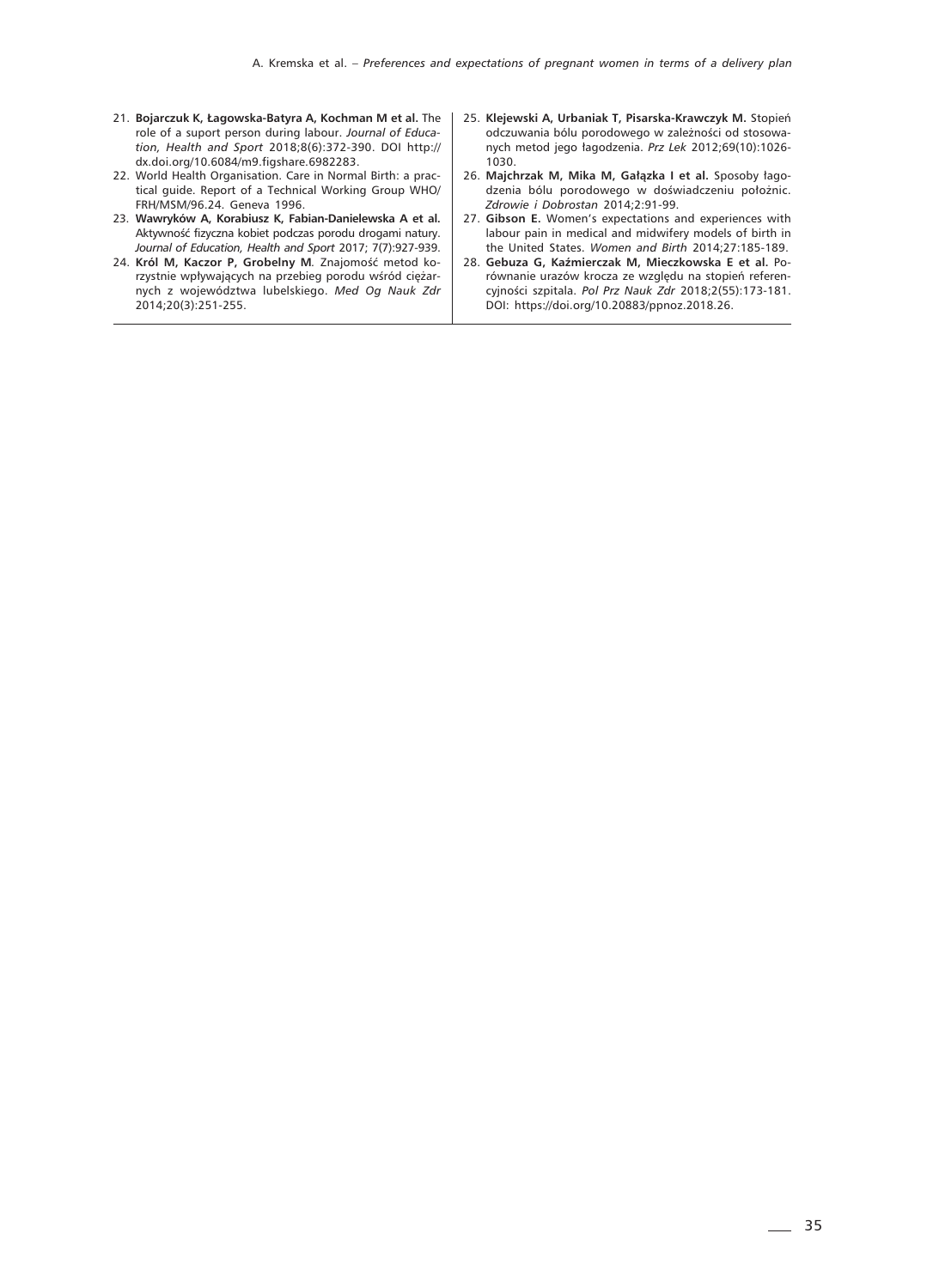21. **Bojarczuk K, Łagowska-Batyra A, Kochman M et al.** The role of a suport person during labour. *Journal of Education, Health and Sport* 2018;8(6):372-390. DOI http://dx.doi.org/10.6084/m9.figshare.6982283.
22. World Health Organisation. Care in Normal Birth: a practical guide. Report of a Technical Working Group WHO/FRH/MSM/96.24. Geneva 1996.
23. **Wawryków A, Korabiusz K, Fabian-Danielewska A et al.** Aktywność fizyczna kobiet podczas porodu drogami natury. *Journal of Education, Health and Sport* 2017; 7(7):927-939.
24. **Król M, Kaczor P, Grobelny M**. Znajomość metod korzystnie wpływających na przebieg porodu wśród ciężarnych z województwa lubelskiego. *Med Og Nauk Zdr* 2014;20(3):251-255.
25. **Klejewski A, Urbaniak T, Pisarska-Krawczyk M.** Stopień odczuwania bólu porodowego w zależności od stosowanych metod jego łagodzenia. *Prz Lek* 2012;69(10):1026-1030.
26. **Majchrzak M, Mika M, Gałązka I et al.** Sposoby łagodzenia bólu porodowego w doświadczeniu położnic. *Zdrowie i Dobrostan* 2014;2:91-99.
27. **Gibson E.** Women's expectations and experiences with labour pain in medical and midwifery models of birth in the United States. *Women and Birth* 2014;27:185-189.
28. **Gebuza G, Kaźmierczak M, Mieczkowska E et al.** Porównanie urazów krocza ze względu na stopień referencyjności szpitala. *Pol Prz Nauk Zdr* 2018;2(55):173-181. DOI: https://doi.org/10.20883/ppnoz.2018.26.